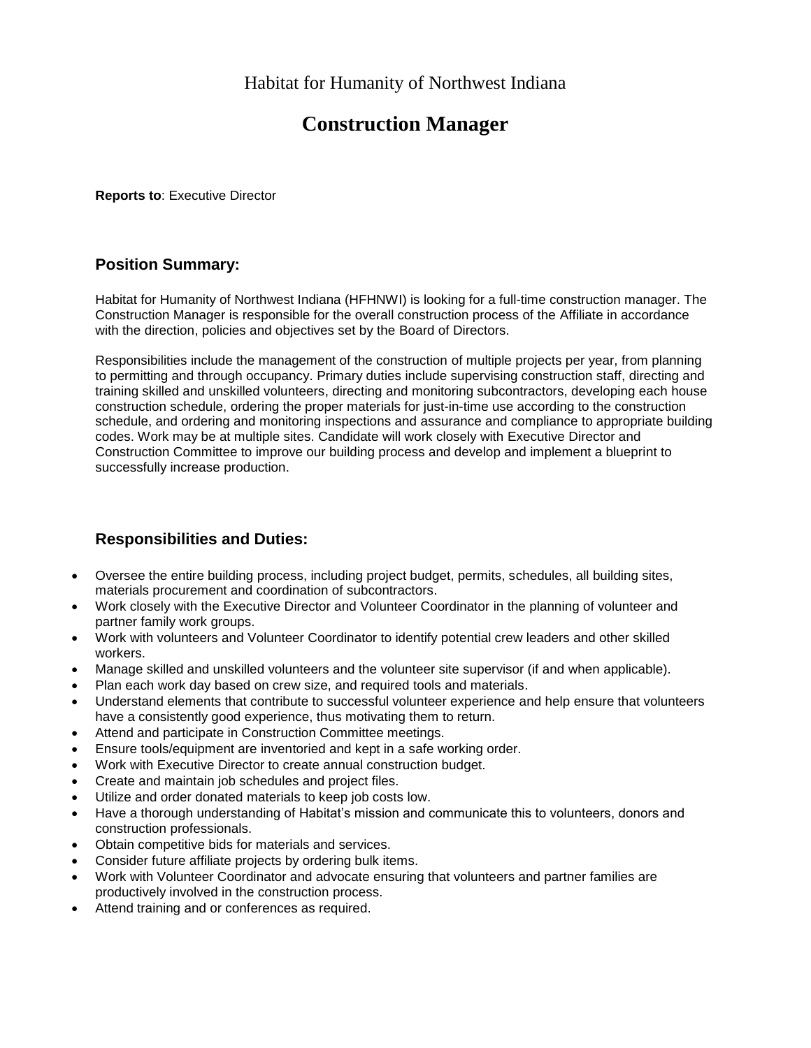Habitat for Humanity of Northwest Indiana

# Construction Manager

**Reports to**: Executive Director

## Position Summary:

Habitat for Humanity of Northwest Indiana (HFHNWI) is looking for a full-time construction manager. The Construction Manager is responsible for the overall construction process of the Affiliate in accordance with the direction, policies and objectives set by the Board of Directors.

Responsibilities include the management of the construction of multiple projects per year, from planning to permitting and through occupancy. Primary duties include supervising construction staff, directing and training skilled and unskilled volunteers, directing and monitoring subcontractors, developing each house construction schedule, ordering the proper materials for just-in-time use according to the construction schedule, and ordering and monitoring inspections and assurance and compliance to appropriate building codes. Work may be at multiple sites. Candidate will work closely with Executive Director and Construction Committee to improve our building process and develop and implement a blueprint to successfully increase production.

## Responsibilities and Duties:

- Oversee the entire building process, including project budget, permits, schedules, all building sites, materials procurement and coordination of subcontractors.
- Work closely with the Executive Director and Volunteer Coordinator in the planning of volunteer and partner family work groups.
- Work with volunteers and Volunteer Coordinator to identify potential crew leaders and other skilled workers.
- Manage skilled and unskilled volunteers and the volunteer site supervisor (if and when applicable).
- Plan each work day based on crew size, and required tools and materials.
- Understand elements that contribute to successful volunteer experience and help ensure that volunteers have a consistently good experience, thus motivating them to return.
- Attend and participate in Construction Committee meetings.
- Ensure tools/equipment are inventoried and kept in a safe working order.
- Work with Executive Director to create annual construction budget.
- Create and maintain job schedules and project files.
- Utilize and order donated materials to keep job costs low.
- Have a thorough understanding of Habitat's mission and communicate this to volunteers, donors and construction professionals.
- Obtain competitive bids for materials and services.
- Consider future affiliate projects by ordering bulk items.
- Work with Volunteer Coordinator and advocate ensuring that volunteers and partner families are productively involved in the construction process.
- Attend training and or conferences as required.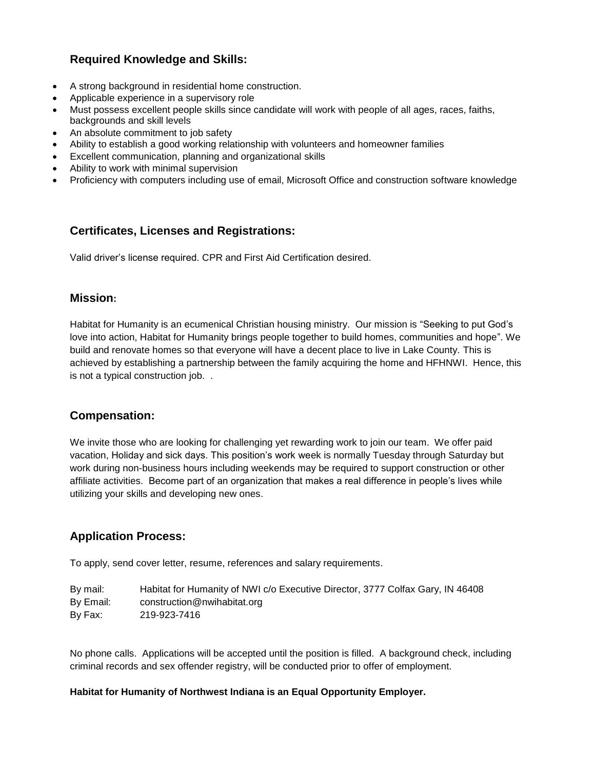## Required Knowledge and Skills:

- A strong background in residential home construction.
- Applicable experience in a supervisory role
- Must possess excellent people skills since candidate will work with people of all ages, races, faiths, backgrounds and skill levels
- An absolute commitment to job safety
- Ability to establish a good working relationship with volunteers and homeowner families
- Excellent communication, planning and organizational skills
- Ability to work with minimal supervision
- Proficiency with computers including use of email, Microsoft Office and construction software knowledge

## Certificates, Licenses and Registrations:

Valid driver's license required. CPR and First Aid Certification desired.

## Mission:

Habitat for Humanity is an ecumenical Christian housing ministry. Our mission is "Seeking to put God's love into action, Habitat for Humanity brings people together to build homes, communities and hope". We build and renovate homes so that everyone will have a decent place to live in Lake County. This is achieved by establishing a partnership between the family acquiring the home and HFHNWI. Hence, this is not a typical construction job. .

## Compensation:

We invite those who are looking for challenging yet rewarding work to join our team. We offer paid vacation, Holiday and sick days. This position's work week is normally Tuesday through Saturday but work during non-business hours including weekends may be required to support construction or other affiliate activities. Become part of an organization that makes a real difference in people's lives while utilizing your skills and developing new ones.

## Application Process:

To apply, send cover letter, resume, references and salary requirements.

| | |
|---|---|
| By mail: | Habitat for Humanity of NWI c/o Executive Director, 3777 Colfax Gary, IN 46408 |
| By Email: | construction@nwihabitat.org |
| By Fax: | 219-923-7416 |

No phone calls. Applications will be accepted until the position is filled. A background check, including criminal records and sex offender registry, will be conducted prior to offer of employment.

**Habitat for Humanity of Northwest Indiana is an Equal Opportunity Employer.**